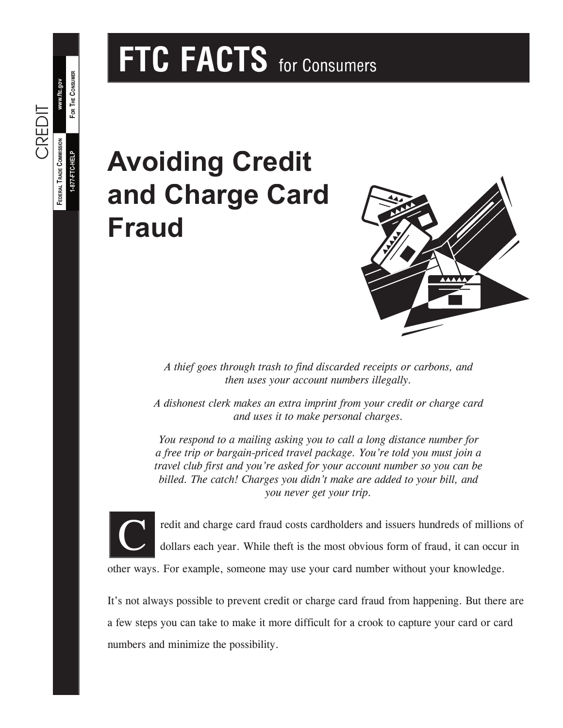# FTC FACTS for Consumers

CREDIT

FEDERAL TRADE COMMISSION | www.ftc.gov | 1-877-FTC-HELP | FOR THE CONSUMER

## Avoiding Credit and Charge Card Fraud

*A thief goes through trash to find discarded receipts or carbons, and then uses your account numbers illegally.*

*A dishonest clerk makes an extra imprint from your credit or charge card and uses it to make personal charges.*

*You respond to a mailing asking you to call a long distance number for a free trip or bargain-priced travel package. You're told you must join a travel club first and you're asked for your account number so you can be billed. The catch! Charges you didn't make are added to your bill, and you never get your trip.*

Credit and charge card fraud costs cardholders and issuers hundreds of millions of dollars each year. While theft is the most obvious form of fraud, it can occur in other ways. For example, someone may use your card number without your knowledge.

It's not always possible to prevent credit or charge card fraud from happening. But there are a few steps you can take to make it more difficult for a crook to capture your card or card numbers and minimize the possibility.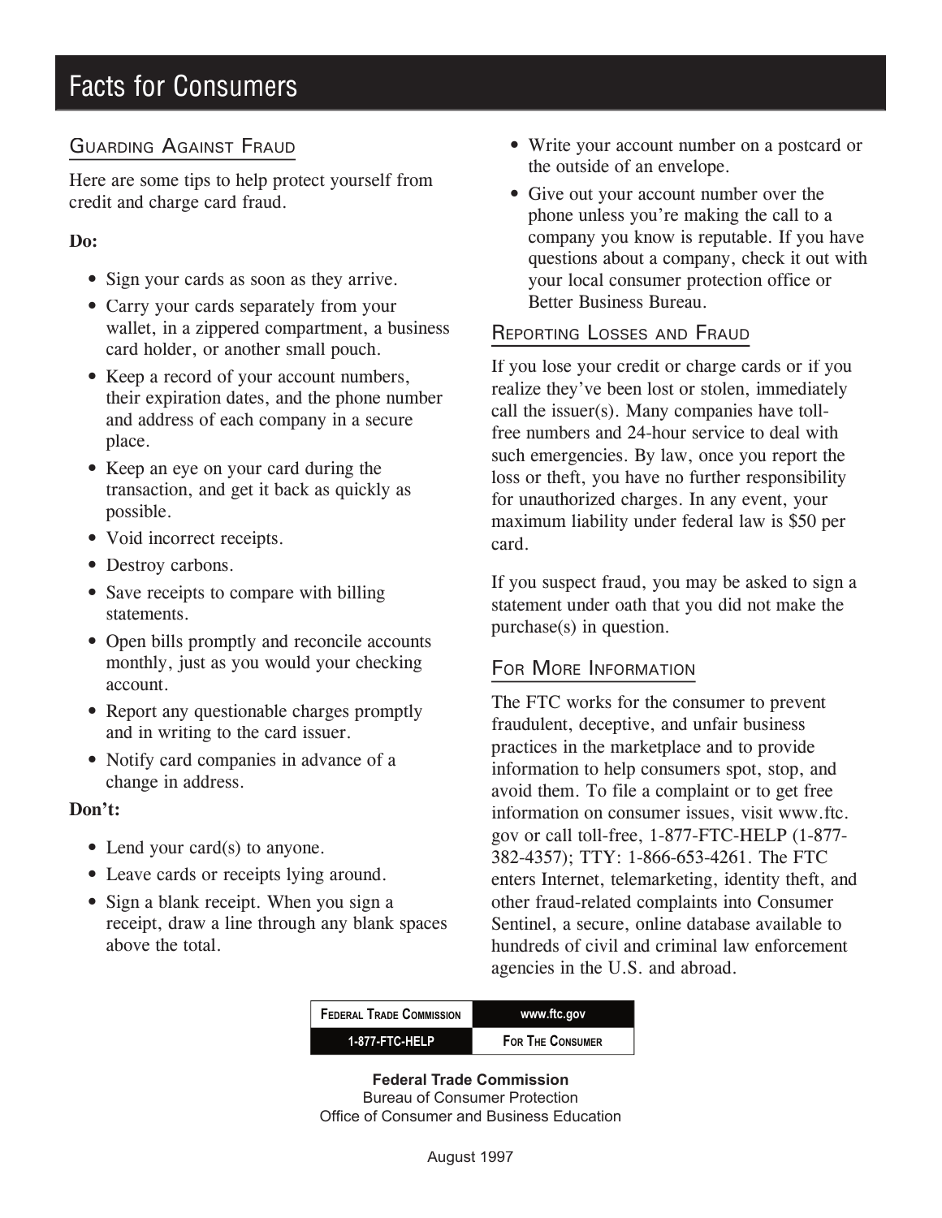# Facts for Consumers

## Guarding Against Fraud

Here are some tips to help protect yourself from credit and charge card fraud.

**Do:**

- Sign your cards as soon as they arrive.
- Carry your cards separately from your wallet, in a zippered compartment, a business card holder, or another small pouch.
- Keep a record of your account numbers, their expiration dates, and the phone number and address of each company in a secure place.
- Keep an eye on your card during the transaction, and get it back as quickly as possible.
- Void incorrect receipts.
- Destroy carbons.
- Save receipts to compare with billing statements.
- Open bills promptly and reconcile accounts monthly, just as you would your checking account.
- Report any questionable charges promptly and in writing to the card issuer.
- Notify card companies in advance of a change in address.

**Don't:**

- Lend your card(s) to anyone.
- Leave cards or receipts lying around.
- Sign a blank receipt. When you sign a receipt, draw a line through any blank spaces above the total.
- Write your account number on a postcard or the outside of an envelope.
- Give out your account number over the phone unless you're making the call to a company you know is reputable. If you have questions about a company, check it out with your local consumer protection office or Better Business Bureau.

## Reporting Losses and Fraud

If you lose your credit or charge cards or if you realize they've been lost or stolen, immediately call the issuer(s). Many companies have toll-free numbers and 24-hour service to deal with such emergencies. By law, once you report the loss or theft, you have no further responsibility for unauthorized charges. In any event, your maximum liability under federal law is $50 per card.

If you suspect fraud, you may be asked to sign a statement under oath that you did not make the purchase(s) in question.

## For More Information

The FTC works for the consumer to prevent fraudulent, deceptive, and unfair business practices in the marketplace and to provide information to help consumers spot, stop, and avoid them. To file a complaint or to get free information on consumer issues, visit www.ftc.gov or call toll-free, 1-877-FTC-HELP (1-877-382-4357); TTY: 1-866-653-4261. The FTC enters Internet, telemarketing, identity theft, and other fraud-related complaints into Consumer Sentinel, a secure, online database available to hundreds of civil and criminal law enforcement agencies in the U.S. and abroad.

| | |
|---|---|
| Federal Trade Commission | www.ftc.gov |
| 1-877-FTC-HELP | For The Consumer |

**Federal Trade Commission**
Bureau of Consumer Protection
Office of Consumer and Business Education

August 1997